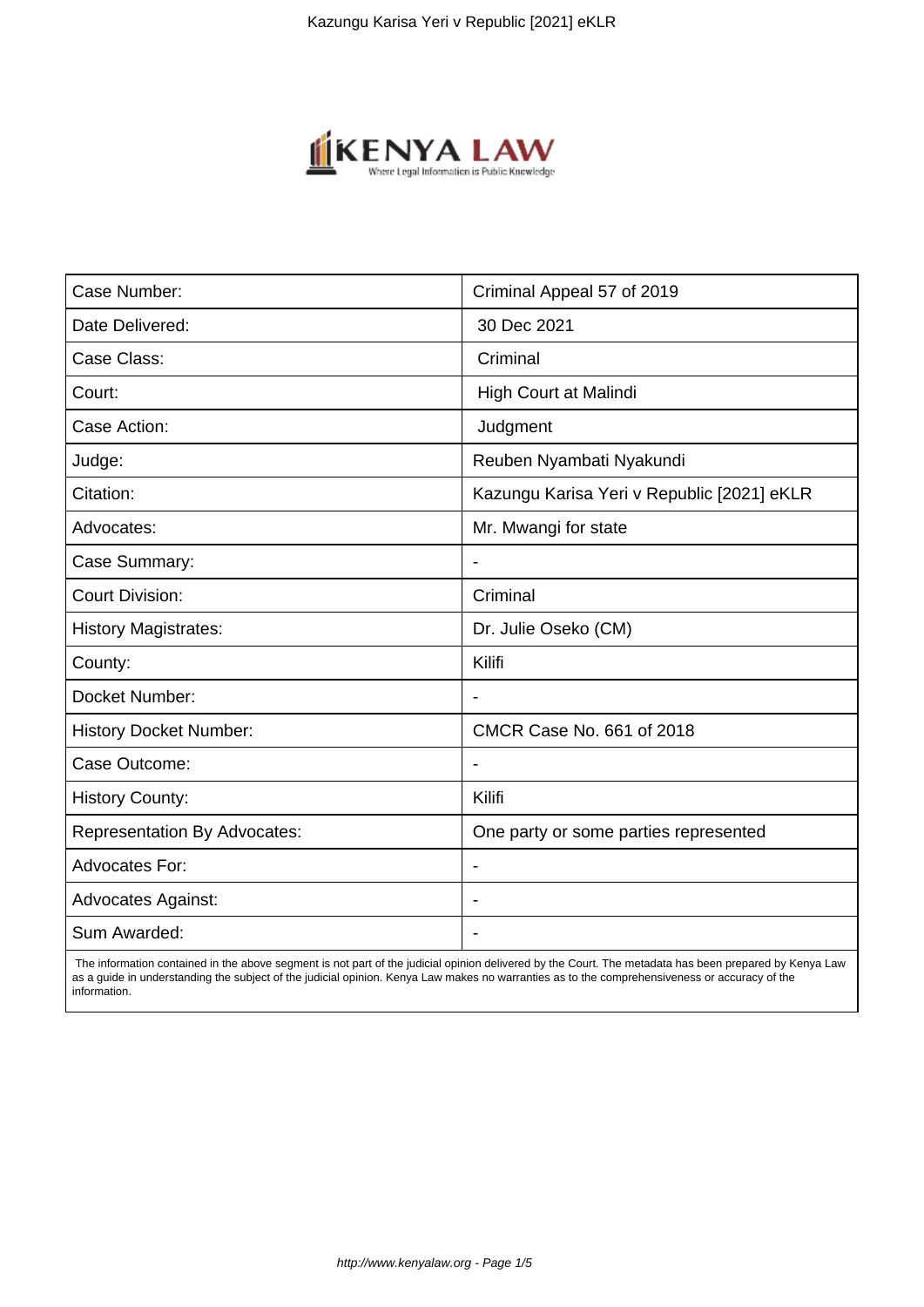| Case Number: | Criminal Appeal 57 of 2019 |
|---|---|
| Date Delivered: | 30 Dec 2021 |
| Case Class: | Criminal |
| Court: | High Court at Malindi |
| Case Action: | Judgment |
| Judge: | Reuben Nyambati Nyakundi |
| Citation: | Kazungu Karisa Yeri v Republic [2021] eKLR |
| Advocates: | Mr. Mwangi for state |
| Case Summary: | - |
| Court Division: | Criminal |
| History Magistrates: | Dr. Julie Oseko (CM) |
| County: | Kilifi |
| Docket Number: | - |
| History Docket Number: | CMCR Case No. 661 of 2018 |
| Case Outcome: | - |
| History County: | Kilifi |
| Representation By Advocates: | One party or some parties represented |
| Advocates For: | - |
| Advocates Against: | - |
| Sum Awarded: | - |

The information contained in the above segment is not part of the judicial opinion delivered by the Court. The metadata has been prepared by Kenya Law as a guide in understanding the subject of the judicial opinion. Kenya Law makes no warranties as to the comprehensiveness or accuracy of the information.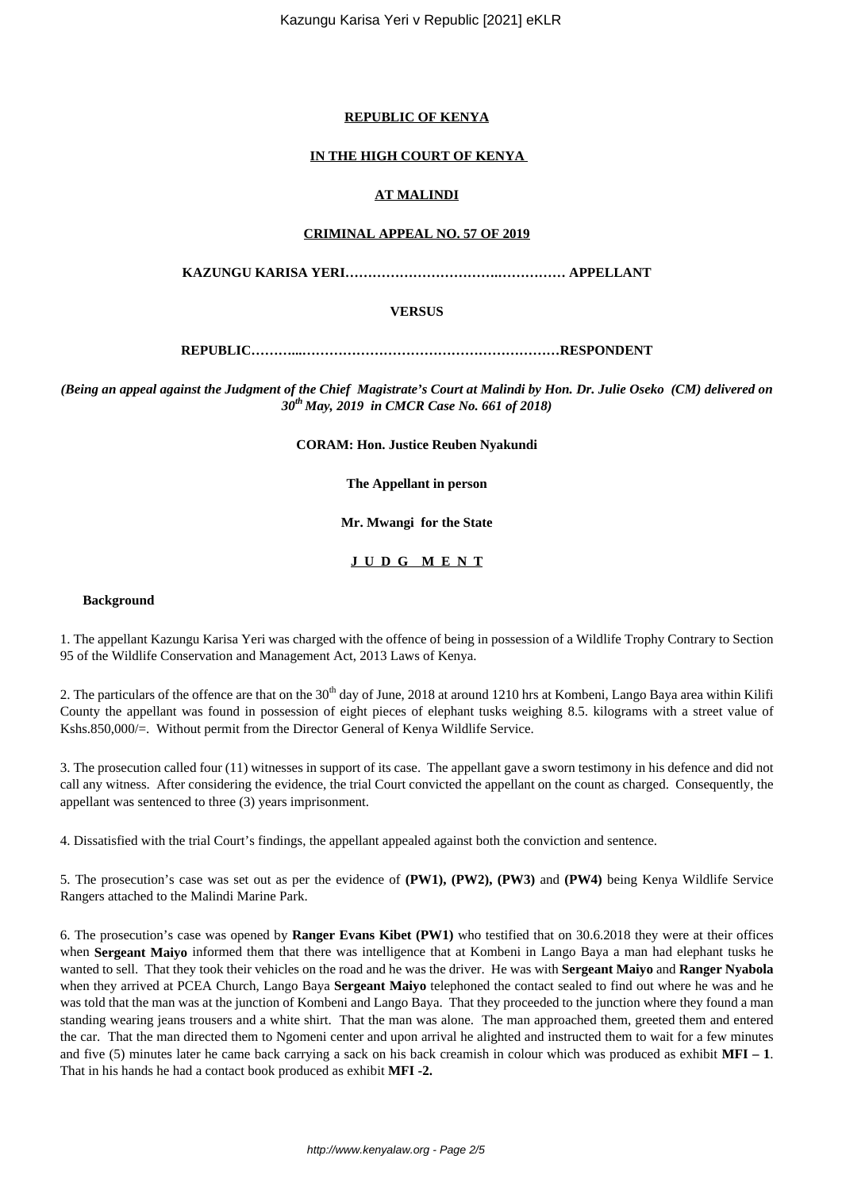**REPUBLIC OF KENYA**

**IN THE HIGH COURT OF KENYA**

**AT MALINDI**

**CRIMINAL APPEAL NO. 57 OF 2019**

**KAZUNGU KARISA YERI…………………………….…………… APPELLANT**

**VERSUS**

**REPUBLIC………...…………………………………………………RESPONDENT**

***(Being an appeal against the Judgment of the Chief Magistrate's Court at Malindi by Hon. Dr. Julie Oseko (CM) delivered on 30th May, 2019 in CMCR Case No. 661 of 2018)***

**CORAM: Hon. Justice Reuben Nyakundi**

**The Appellant in person**

**Mr. Mwangi for the State**

**J U D G M E N T**

**Background**

1. The appellant Kazungu Karisa Yeri was charged with the offence of being in possession of a Wildlife Trophy Contrary to Section 95 of the Wildlife Conservation and Management Act, 2013 Laws of Kenya.

2. The particulars of the offence are that on the 30th day of June, 2018 at around 1210 hrs at Kombeni, Lango Baya area within Kilifi County the appellant was found in possession of eight pieces of elephant tusks weighing 8.5. kilograms with a street value of Kshs.850,000/=. Without permit from the Director General of Kenya Wildlife Service.

3. The prosecution called four (11) witnesses in support of its case. The appellant gave a sworn testimony in his defence and did not call any witness. After considering the evidence, the trial Court convicted the appellant on the count as charged. Consequently, the appellant was sentenced to three (3) years imprisonment.

4. Dissatisfied with the trial Court's findings, the appellant appealed against both the conviction and sentence.

5. The prosecution's case was set out as per the evidence of **(PW1), (PW2), (PW3)** and **(PW4)** being Kenya Wildlife Service Rangers attached to the Malindi Marine Park.

6. The prosecution's case was opened by **Ranger Evans Kibet (PW1)** who testified that on 30.6.2018 they were at their offices when **Sergeant Maiyo** informed them that there was intelligence that at Kombeni in Lango Baya a man had elephant tusks he wanted to sell. That they took their vehicles on the road and he was the driver. He was with **Sergeant Maiyo** and **Ranger Nyabola** when they arrived at PCEA Church, Lango Baya **Sergeant Maiyo** telephoned the contact sealed to find out where he was and he was told that the man was at the junction of Kombeni and Lango Baya. That they proceeded to the junction where they found a man standing wearing jeans trousers and a white shirt. That the man was alone. The man approached them, greeted them and entered the car. That the man directed them to Ngomeni center and upon arrival he alighted and instructed them to wait for a few minutes and five (5) minutes later he came back carrying a sack on his back creamish in colour which was produced as exhibit **MFI – 1**. That in his hands he had a contact book produced as exhibit **MFI -2.**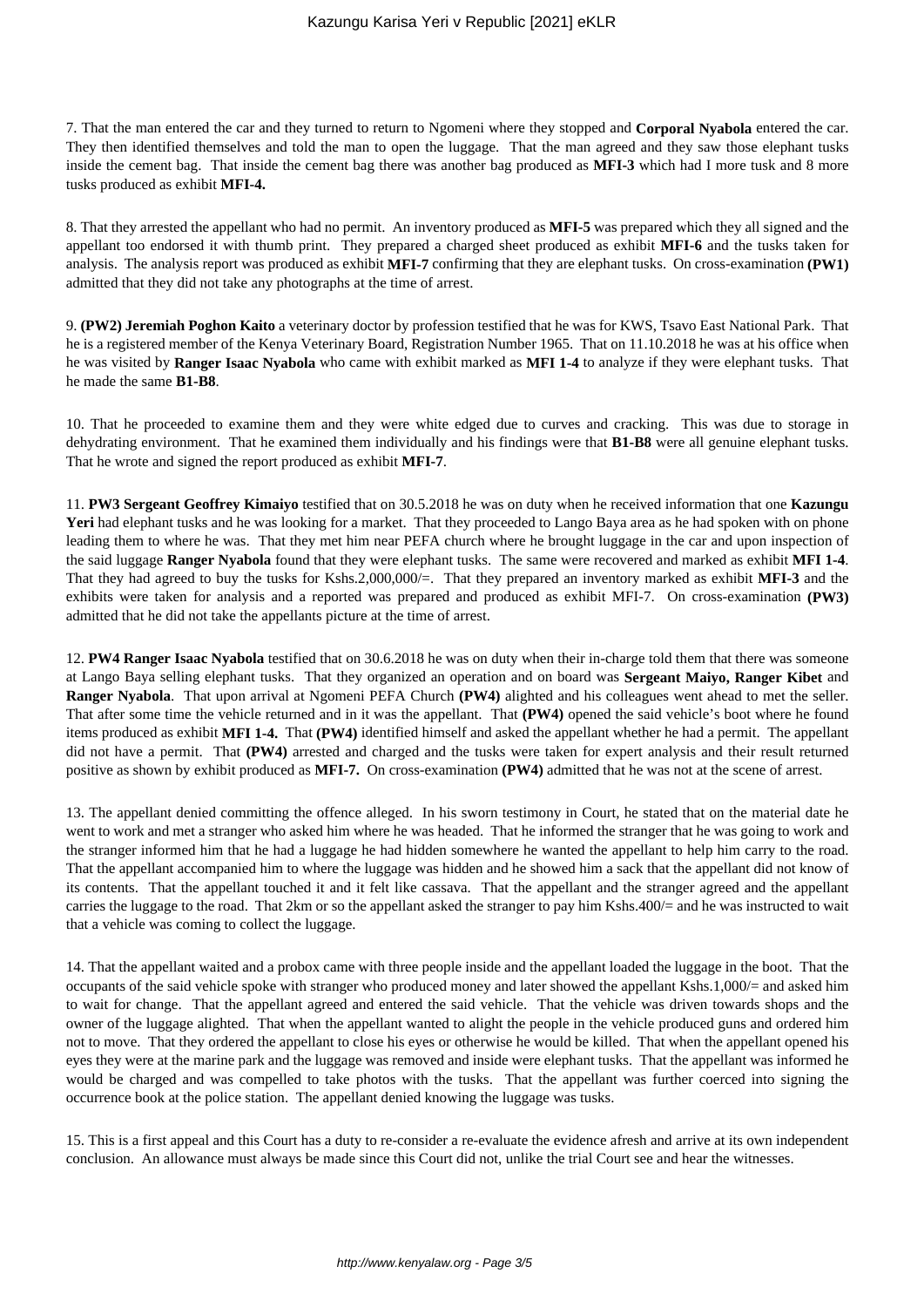7. That the man entered the car and they turned to return to Ngomeni where they stopped and **Corporal Nyabola** entered the car. They then identified themselves and told the man to open the luggage. That the man agreed and they saw those elephant tusks inside the cement bag. That inside the cement bag there was another bag produced as **MFI-3** which had I more tusk and 8 more tusks produced as exhibit **MFI-4.**

8. That they arrested the appellant who had no permit. An inventory produced as **MFI-5** was prepared which they all signed and the appellant too endorsed it with thumb print. They prepared a charged sheet produced as exhibit **MFI-6** and the tusks taken for analysis. The analysis report was produced as exhibit **MFI-7** confirming that they are elephant tusks. On cross-examination **(PW1)** admitted that they did not take any photographs at the time of arrest.

9. **(PW2) Jeremiah Poghon Kaito** a veterinary doctor by profession testified that he was for KWS, Tsavo East National Park. That he is a registered member of the Kenya Veterinary Board, Registration Number 1965. That on 11.10.2018 he was at his office when he was visited by **Ranger Isaac Nyabola** who came with exhibit marked as **MFI 1-4** to analyze if they were elephant tusks. That he made the same **B1-B8**.

10. That he proceeded to examine them and they were white edged due to curves and cracking. This was due to storage in dehydrating environment. That he examined them individually and his findings were that **B1-B8** were all genuine elephant tusks. That he wrote and signed the report produced as exhibit **MFI-7**.

11. **PW3 Sergeant Geoffrey Kimaiyo** testified that on 30.5.2018 he was on duty when he received information that one **Kazungu Yeri** had elephant tusks and he was looking for a market. That they proceeded to Lango Baya area as he had spoken with on phone leading them to where he was. That they met him near PEFA church where he brought luggage in the car and upon inspection of the said luggage **Ranger Nyabola** found that they were elephant tusks. The same were recovered and marked as exhibit **MFI 1-4**. That they had agreed to buy the tusks for Kshs.2,000,000/=. That they prepared an inventory marked as exhibit **MFI-3** and the exhibits were taken for analysis and a reported was prepared and produced as exhibit MFI-7. On cross-examination **(PW3)** admitted that he did not take the appellants picture at the time of arrest.

12. **PW4 Ranger Isaac Nyabola** testified that on 30.6.2018 he was on duty when their in-charge told them that there was someone at Lango Baya selling elephant tusks. That they organized an operation and on board was **Sergeant Maiyo, Ranger Kibet** and **Ranger Nyabola**. That upon arrival at Ngomeni PEFA Church **(PW4)** alighted and his colleagues went ahead to met the seller. That after some time the vehicle returned and in it was the appellant. That **(PW4)** opened the said vehicle's boot where he found items produced as exhibit **MFI 1-4.** That **(PW4)** identified himself and asked the appellant whether he had a permit. The appellant did not have a permit. That **(PW4)** arrested and charged and the tusks were taken for expert analysis and their result returned positive as shown by exhibit produced as **MFI-7.** On cross-examination **(PW4)** admitted that he was not at the scene of arrest.

13. The appellant denied committing the offence alleged. In his sworn testimony in Court, he stated that on the material date he went to work and met a stranger who asked him where he was headed. That he informed the stranger that he was going to work and the stranger informed him that he had a luggage he had hidden somewhere he wanted the appellant to help him carry to the road. That the appellant accompanied him to where the luggage was hidden and he showed him a sack that the appellant did not know of its contents. That the appellant touched it and it felt like cassava. That the appellant and the stranger agreed and the appellant carries the luggage to the road. That 2km or so the appellant asked the stranger to pay him Kshs.400/= and he was instructed to wait that a vehicle was coming to collect the luggage.

14. That the appellant waited and a probox came with three people inside and the appellant loaded the luggage in the boot. That the occupants of the said vehicle spoke with stranger who produced money and later showed the appellant Kshs.1,000/= and asked him to wait for change. That the appellant agreed and entered the said vehicle. That the vehicle was driven towards shops and the owner of the luggage alighted. That when the appellant wanted to alight the people in the vehicle produced guns and ordered him not to move. That they ordered the appellant to close his eyes or otherwise he would be killed. That when the appellant opened his eyes they were at the marine park and the luggage was removed and inside were elephant tusks. That the appellant was informed he would be charged and was compelled to take photos with the tusks. That the appellant was further coerced into signing the occurrence book at the police station. The appellant denied knowing the luggage was tusks.

15. This is a first appeal and this Court has a duty to re-consider a re-evaluate the evidence afresh and arrive at its own independent conclusion. An allowance must always be made since this Court did not, unlike the trial Court see and hear the witnesses.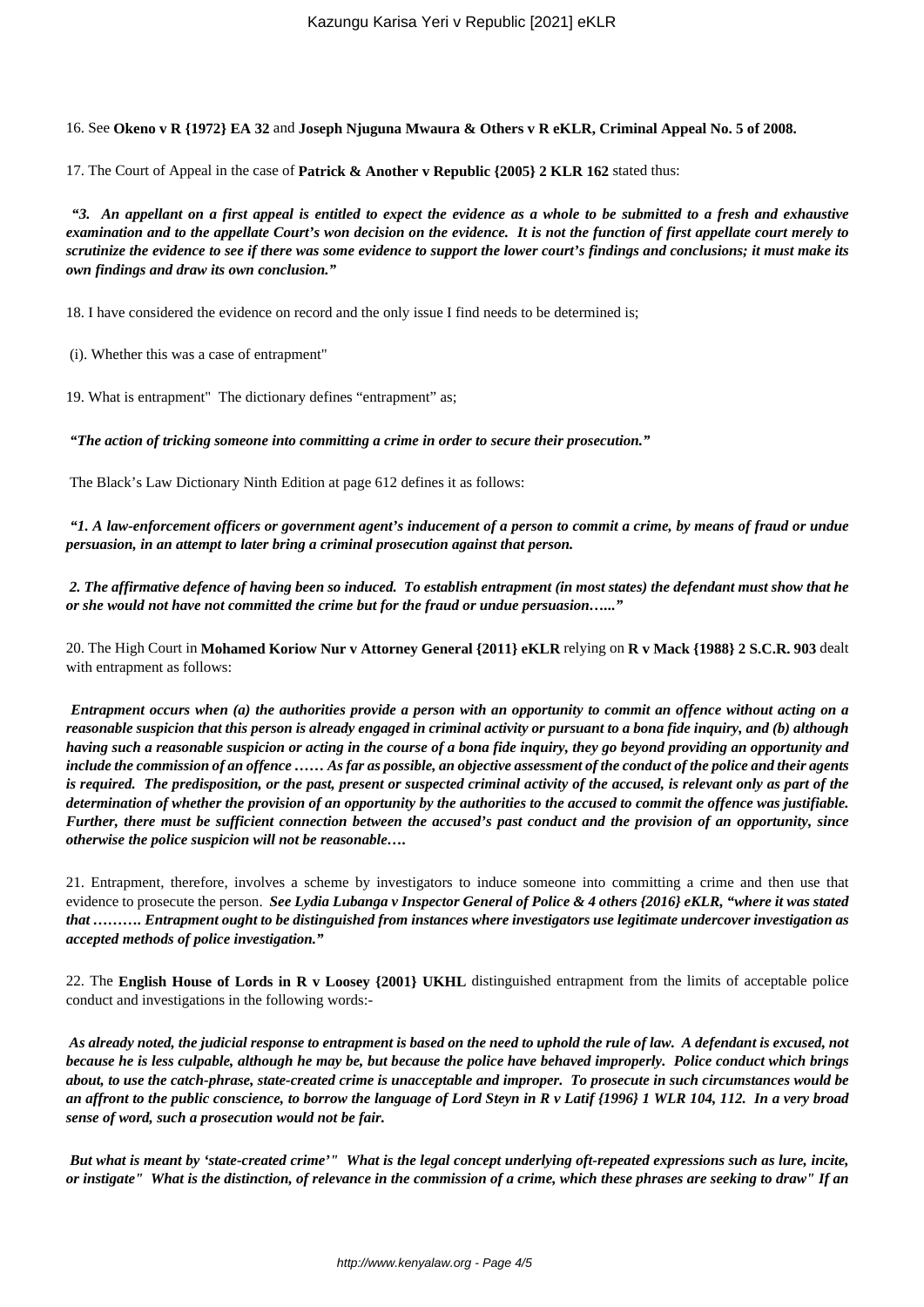16. See **Okeno v R {1972} EA 32** and **Joseph Njuguna Mwaura & Others v R eKLR, Criminal Appeal No. 5 of 2008.**

17. The Court of Appeal in the case of **Patrick & Another v Republic {2005} 2 KLR 162** stated thus:

***"3. An appellant on a first appeal is entitled to expect the evidence as a whole to be submitted to a fresh and exhaustive examination and to the appellate Court's won decision on the evidence. It is not the function of first appellate court merely to scrutinize the evidence to see if there was some evidence to support the lower court's findings and conclusions; it must make its own findings and draw its own conclusion."***

18. I have considered the evidence on record and the only issue I find needs to be determined is;

(i). Whether this was a case of entrapment"

19. What is entrapment" The dictionary defines "entrapment" as;

***"The action of tricking someone into committing a crime in order to secure their prosecution."***

The Black's Law Dictionary Ninth Edition at page 612 defines it as follows:

***"1. A law-enforcement officers or government agent's inducement of a person to commit a crime, by means of fraud or undue persuasion, in an attempt to later bring a criminal prosecution against that person.***

***2. The affirmative defence of having been so induced. To establish entrapment (in most states) the defendant must show that he or she would not have not committed the crime but for the fraud or undue persuasion…..."***

20. The High Court in **Mohamed Koriow Nur v Attorney General {2011} eKLR** relying on **R v Mack {1988} 2 S.C.R. 903** dealt with entrapment as follows:

***Entrapment occurs when (a) the authorities provide a person with an opportunity to commit an offence without acting on a reasonable suspicion that this person is already engaged in criminal activity or pursuant to a bona fide inquiry, and (b) although having such a reasonable suspicion or acting in the course of a bona fide inquiry, they go beyond providing an opportunity and include the commission of an offence …… As far as possible, an objective assessment of the conduct of the police and their agents is required. The predisposition, or the past, present or suspected criminal activity of the accused, is relevant only as part of the determination of whether the provision of an opportunity by the authorities to the accused to commit the offence was justifiable. Further, there must be sufficient connection between the accused's past conduct and the provision of an opportunity, since otherwise the police suspicion will not be reasonable….***

21. Entrapment, therefore, involves a scheme by investigators to induce someone into committing a crime and then use that evidence to prosecute the person. ***See Lydia Lubanga v Inspector General of Police & 4 others {2016} eKLR, "where it was stated that ………. Entrapment ought to be distinguished from instances where investigators use legitimate undercover investigation as accepted methods of police investigation."***

22. The **English House of Lords in R v Loosey {2001} UKHL** distinguished entrapment from the limits of acceptable police conduct and investigations in the following words:-

***As already noted, the judicial response to entrapment is based on the need to uphold the rule of law. A defendant is excused, not because he is less culpable, although he may be, but because the police have behaved improperly. Police conduct which brings about, to use the catch-phrase, state-created crime is unacceptable and improper. To prosecute in such circumstances would be an affront to the public conscience, to borrow the language of Lord Steyn in R v Latif {1996} 1 WLR 104, 112. In a very broad sense of word, such a prosecution would not be fair.***

***But what is meant by 'state-created crime'" What is the legal concept underlying oft-repeated expressions such as lure, incite, or instigate" What is the distinction, of relevance in the commission of a crime, which these phrases are seeking to draw" If an***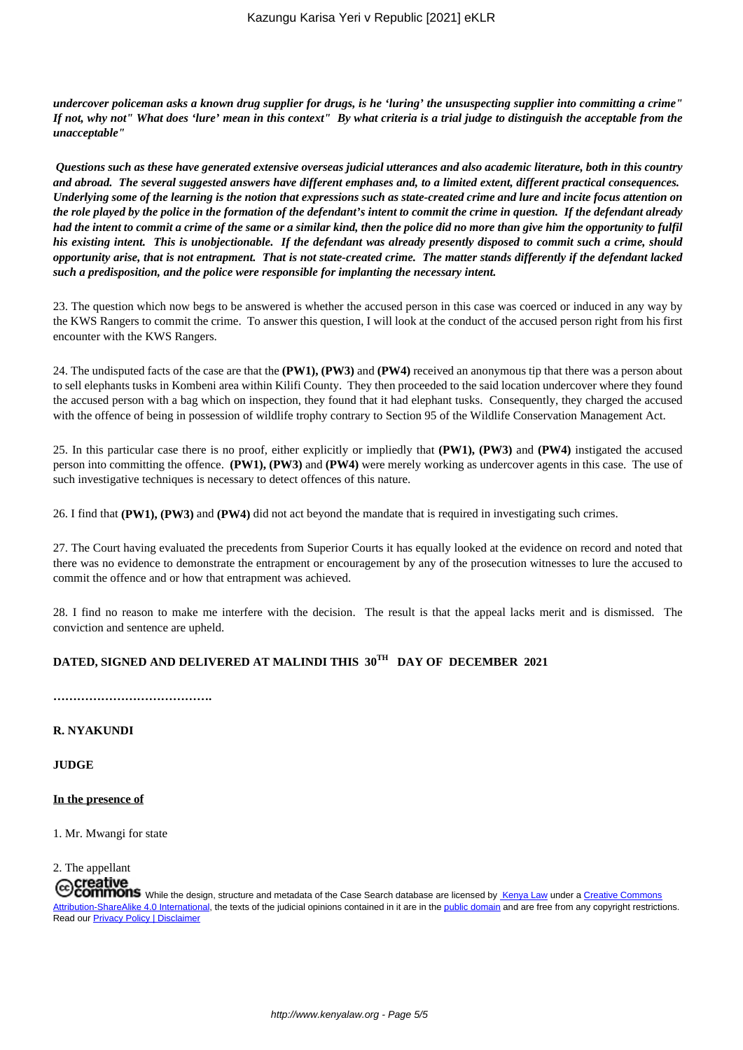***undercover policeman asks a known drug supplier for drugs, is he 'luring' the unsuspecting supplier into committing a crime" If not, why not" What does 'lure' mean in this context" By what criteria is a trial judge to distinguish the acceptable from the unacceptable"***

***Questions such as these have generated extensive overseas judicial utterances and also academic literature, both in this country and abroad. The several suggested answers have different emphases and, to a limited extent, different practical consequences. Underlying some of the learning is the notion that expressions such as state-created crime and lure and incite focus attention on the role played by the police in the formation of the defendant's intent to commit the crime in question. If the defendant already had the intent to commit a crime of the same or a similar kind, then the police did no more than give him the opportunity to fulfil his existing intent. This is unobjectionable. If the defendant was already presently disposed to commit such a crime, should opportunity arise, that is not entrapment. That is not state-created crime. The matter stands differently if the defendant lacked such a predisposition, and the police were responsible for implanting the necessary intent.***

23. The question which now begs to be answered is whether the accused person in this case was coerced or induced in any way by the KWS Rangers to commit the crime. To answer this question, I will look at the conduct of the accused person right from his first encounter with the KWS Rangers.

24. The undisputed facts of the case are that the **(PW1), (PW3)** and **(PW4)** received an anonymous tip that there was a person about to sell elephants tusks in Kombeni area within Kilifi County. They then proceeded to the said location undercover where they found the accused person with a bag which on inspection, they found that it had elephant tusks. Consequently, they charged the accused with the offence of being in possession of wildlife trophy contrary to Section 95 of the Wildlife Conservation Management Act.

25. In this particular case there is no proof, either explicitly or impliedly that **(PW1), (PW3)** and **(PW4)** instigated the accused person into committing the offence. **(PW1), (PW3)** and **(PW4)** were merely working as undercover agents in this case. The use of such investigative techniques is necessary to detect offences of this nature.

26. I find that **(PW1), (PW3)** and **(PW4)** did not act beyond the mandate that is required in investigating such crimes.

27. The Court having evaluated the precedents from Superior Courts it has equally looked at the evidence on record and noted that there was no evidence to demonstrate the entrapment or encouragement by any of the prosecution witnesses to lure the accused to commit the offence and or how that entrapment was achieved.

28. I find no reason to make me interfere with the decision. The result is that the appeal lacks merit and is dismissed. The conviction and sentence are upheld.

**DATED, SIGNED AND DELIVERED AT MALINDI THIS 30TH DAY OF DECEMBER 2021**

**………………………………….**

**R. NYAKUNDI**

**JUDGE**

**In the presence of**

1. Mr. Mwangi for state

2. The appellant

While the design, structure and metadata of the Case Search database are licensed by Kenya Law under a Creative Commons Attribution-ShareAlike 4.0 International, the texts of the judicial opinions contained in it are in the public domain and are free from any copyright restrictions. Read our Privacy Policy | Disclaimer